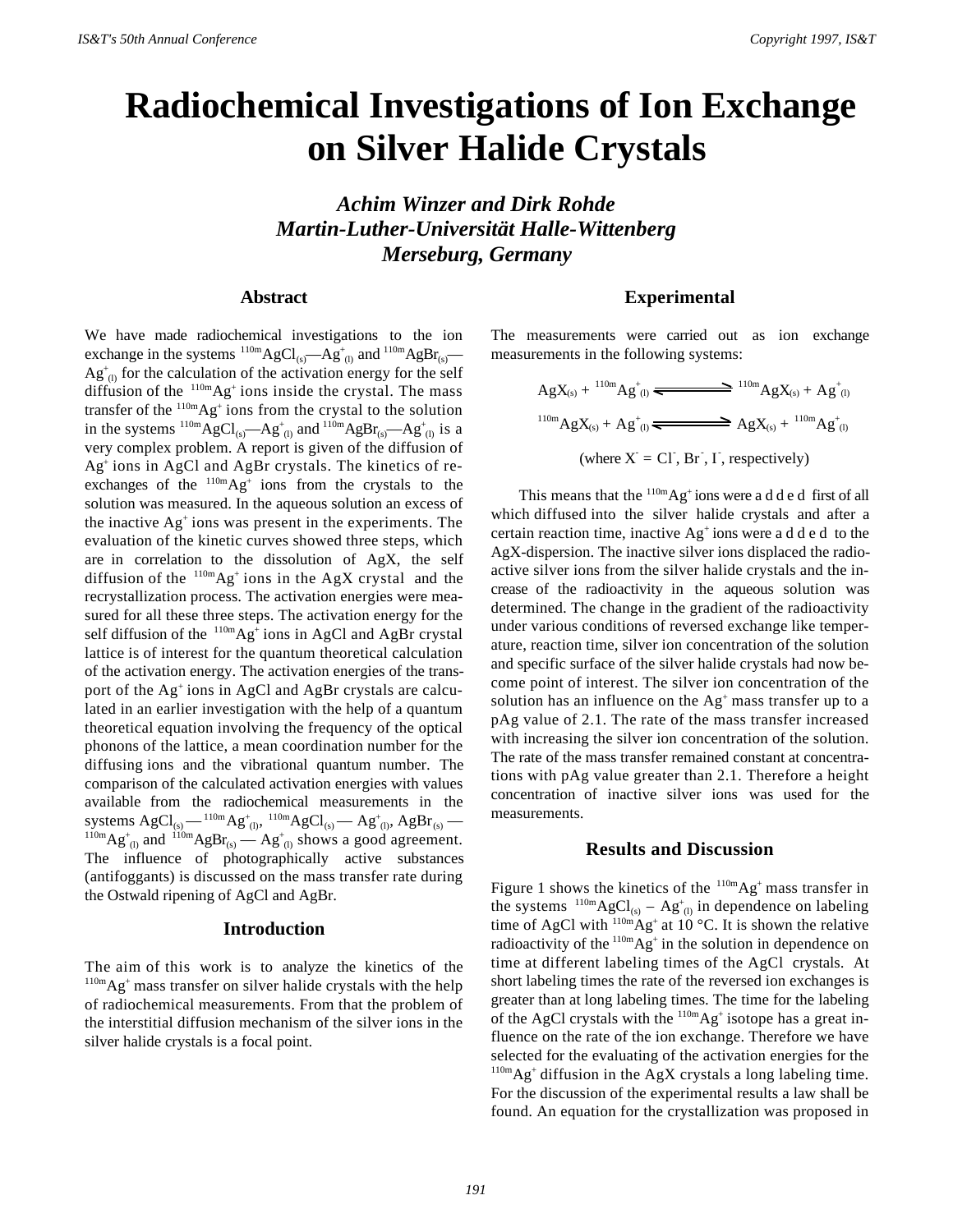# Radiochemical Investigations of Ion Exchange on Silver Halide Crystals

### *Achim Winzer and Dirk Rohde*
### *Martin-Luther-Universität Halle-Wittenberg*
### *Merseburg, Germany*

## Abstract

We have made radiochemical investigations to the ion exchange in the systems $^{110m}AgCl_{(s)}$—$Ag^{+}_{(l)}$ and $^{110m}AgBr_{(s)}$—$Ag^{+}_{(l)}$ for the calculation of the activation energy for the self diffusion of the $^{110m}Ag^{+}$ ions inside the crystal. The mass transfer of the $^{110m}Ag^{+}$ ions from the crystal to the solution in the systems $^{110m}AgCl_{(s)}$—$Ag^{+}_{(l)}$ and $^{110m}AgBr_{(s)}$—$Ag^{+}_{(l)}$ is a very complex problem. A report is given of the diffusion of $Ag^{+}$ ions in AgCl and AgBr crystals. The kinetics of re-exchanges of the $^{110m}Ag^{+}$ ions from the crystals to the solution was measured. In the aqueous solution an excess of the inactive $Ag^{+}$ ions was present in the experiments. The evaluation of the kinetic curves showed three steps, which are in correlation to the dissolution of AgX, the self diffusion of the $^{110m}Ag^{+}$ ions in the AgX crystal and the recrystallization process. The activation energies were measured for all these three steps. The activation energy for the self diffusion of the $^{110m}Ag^{+}$ ions in AgCl and AgBr crystal lattice is of interest for the quantum theoretical calculation of the activation energy. The activation energies of the transport of the $Ag^{+}$ ions in AgCl and AgBr crystals are calculated in an earlier investigation with the help of a quantum theoretical equation involving the frequency of the optical phonons of the lattice, a mean coordination number for the diffusing ions and the vibrational quantum number. The comparison of the calculated activation energies with values available from the radiochemical measurements in the systems $AgCl_{(s)}$ — $^{110m}Ag^{+}_{(l)}$, $^{110m}AgCl_{(s)}$ — $Ag^{+}_{(l)}$, $AgBr_{(s)}$ — $^{110m}Ag^{+}_{(l)}$ and $^{110m}AgBr_{(s)}$ — $Ag^{+}_{(l)}$ shows a good agreement. The influence of photographically active substances (antifoggants) is discussed on the mass transfer rate during the Ostwald ripening of AgCl and AgBr.

## Introduction

The aim of this work is to analyze the kinetics of the $^{110m}Ag^{+}$ mass transfer on silver halide crystals with the help of radiochemical measurements. From that the problem of the interstitial diffusion mechanism of the silver ions in the silver halide crystals is a focal point.

## Experimental

The measurements were carried out as ion exchange measurements in the following systems:

$$AgX_{(s)} + {}^{110m}Ag^{+}_{(l)} \rightleftharpoons {}^{110m}AgX_{(s)} + Ag^{+}_{(l)}$$

$$^{110m}AgX_{(s)} + Ag^{+}_{(l)} \rightleftharpoons AgX_{(s)} + {}^{110m}Ag^{+}_{(l)}$$

(where $X^{-} = Cl^{-}, Br^{-}, I^{-}$, respectively)

This means that the $^{110m}Ag^{+}$ ions were a d d e d first of all which diffused into the silver halide crystals and after a certain reaction time, inactive $Ag^{+}$ ions were a d d e d to the AgX-dispersion. The inactive silver ions displaced the radioactive silver ions from the silver halide crystals and the increase of the radioactivity in the aqueous solution was determined. The change in the gradient of the radioactivity under various conditions of reversed exchange like temperature, reaction time, silver ion concentration of the solution and specific surface of the silver halide crystals had now become point of interest. The silver ion concentration of the solution has an influence on the $Ag^{+}$ mass transfer up to a pAg value of 2.1. The rate of the mass transfer increased with increasing the silver ion concentration of the solution. The rate of the mass transfer remained constant at concentrations with pAg value greater than 2.1. Therefore a height concentration of inactive silver ions was used for the measurements.

## Results and Discussion

Figure 1 shows the kinetics of the $^{110m}Ag^{+}$ mass transfer in the systems $^{110m}AgCl_{(s)} – Ag^{+}_{(l)}$ in dependence on labeling time of AgCl with $^{110m}Ag^{+}$ at 10 °C. It is shown the relative radioactivity of the $^{110m}Ag^{+}$ in the solution in dependence on time at different labeling times of the AgCl crystals. At short labeling times the rate of the reversed ion exchanges is greater than at long labeling times. The time for the labeling of the AgCl crystals with the $^{110m}Ag^{+}$ isotope has a great influence on the rate of the ion exchange. Therefore we have selected for the evaluating of the activation energies for the $^{110m}Ag^{+}$ diffusion in the AgX crystals a long labeling time. For the discussion of the experimental results a law shall be found. An equation for the crystallization was proposed in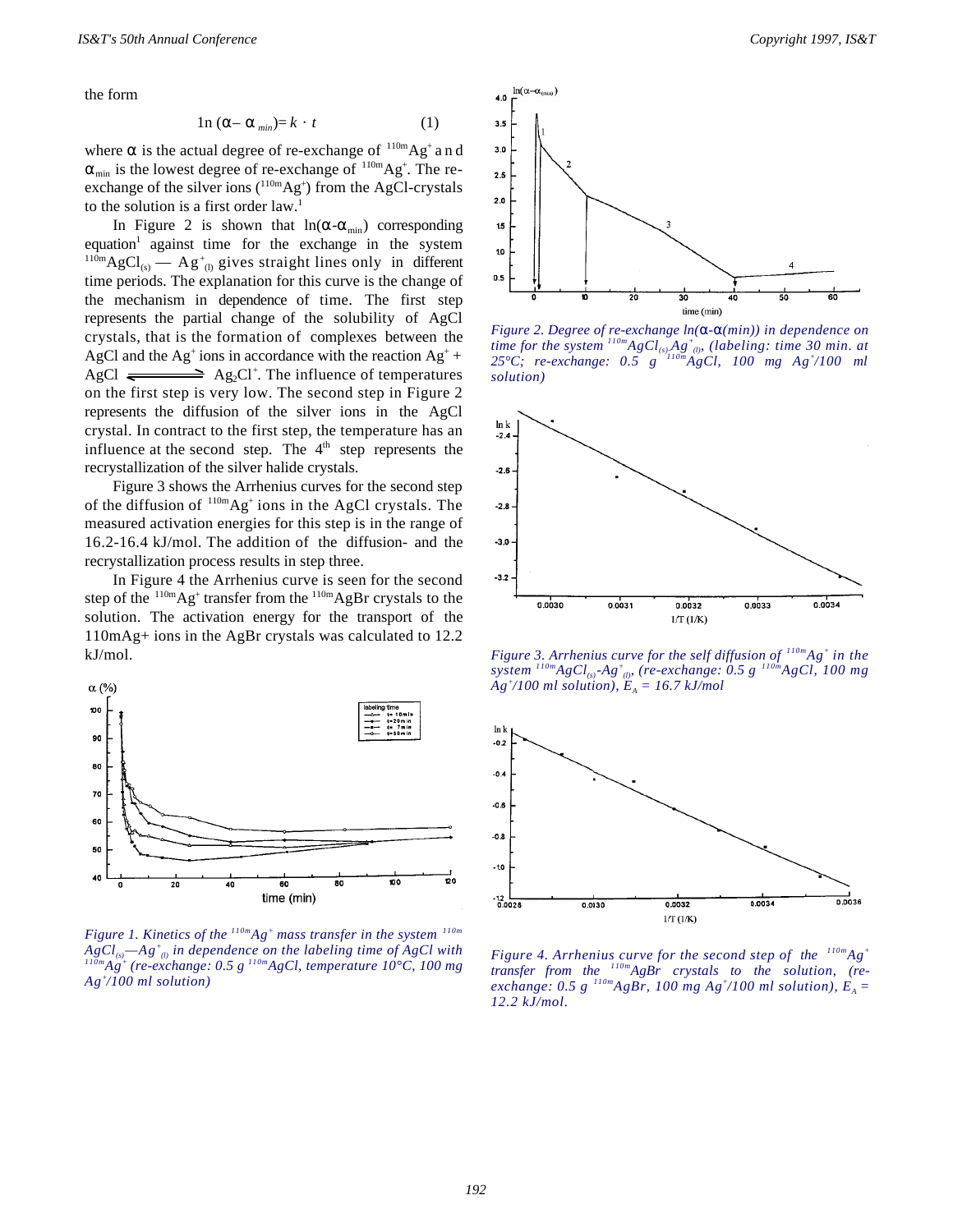the form

$$\ln(\alpha - \alpha_{min}) = k \cdot t \tag{1}$$

where $\alpha$ is the actual degree of re-exchange of $^{110m}Ag^{+}$ and $\alpha_{min}$ is the lowest degree of re-exchange of $^{110m}Ag^{+}$. The re-exchange of the silver ions ($^{110m}Ag^{+}$) from the AgCl-crystals to the solution is a first order law.[1]

In Figure 2 is shown that $\ln(\alpha\text{-}\alpha_{min})$ corresponding equation[1] against time for the exchange in the system $^{110m}AgCl_{(s)}$ — $Ag^{+}_{(l)}$ gives straight lines only in different time periods. The explanation for this curve is the change of the mechanism in dependence of time. The first step represents the partial change of the solubility of AgCl crystals, that is the formation of complexes between the AgCl and the $Ag^{+}$ ions in accordance with the reaction $Ag^{+} + AgCl \rightleftharpoons Ag_2Cl^{+}$. The influence of temperatures on the first step is very low. The second step in Figure 2 represents the diffusion of the silver ions in the AgCl crystal. In contract to the first step, the temperature has an influence at the second step. The 4th step represents the recrystallization of the silver halide crystals.

Figure 3 shows the Arrhenius curves for the second step of the diffusion of $^{110m}Ag^{+}$ ions in the AgCl crystals. The measured activation energies for this step is in the range of 16.2-16.4 kJ/mol. The addition of the diffusion- and the recrystallization process results in step three.

In Figure 4 the Arrhenius curve is seen for the second step of the $^{110m}Ag^{+}$ transfer from the $^{110m}AgBr$ crystals to the solution. The activation energy for the transport of the 110mAg+ ions in the AgBr crystals was calculated to 12.2 kJ/mol.

*Figure 1. Kinetics of the $^{110m}Ag^{+}$ mass transfer in the system $^{110m}AgCl_{(s)}$—$Ag^{+}_{(l)}$ in dependence on the labeling time of AgCl with $^{110m}Ag^{+}$ (re-exchange: 0.5 g $^{110m}AgCl$, temperature 10°C, 100 mg $Ag^{+}$/100 ml solution)*

*Figure 2. Degree of re-exchange $\ln(\alpha\text{-}\alpha(min))$ in dependence on time for the system $^{110m}AgCl_{(s)}$,$Ag^{+}_{(l)}$, (labeling: time 30 min. at 25°C; re-exchange: 0.5 g $^{110m}AgCl$, 100 mg $Ag^{+}$/100 ml solution)*

*Figure 3. Arrhenius curve for the self diffusion of $^{110m}Ag^{+}$ in the system $^{110m}AgCl_{(s)}$-$Ag^{+}_{(l)}$, (re-exchange: 0.5 g $^{110m}AgCl$, 100 mg $Ag^{+}$/100 ml solution), $E_A$ = 16.7 kJ/mol*

*Figure 4. Arrhenius curve for the second step of the $^{110m}Ag^{+}$ transfer from the $^{110m}AgBr$ crystals to the solution, (re-exchange: 0.5 g $^{110m}AgBr$, 100 mg $Ag^{+}$/100 ml solution), $E_A$ = 12.2 kJ/mol.*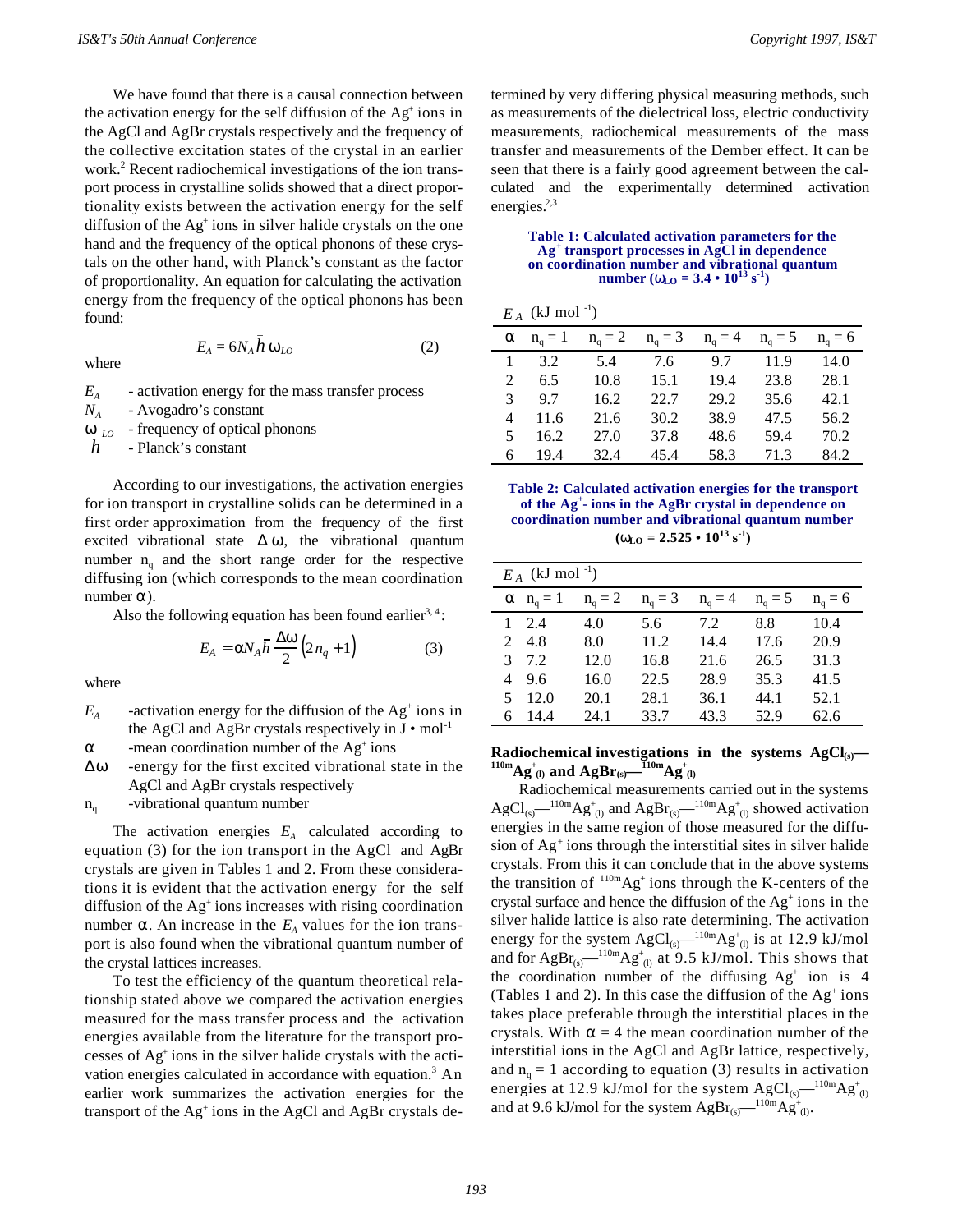We have found that there is a causal connection between the activation energy for the self diffusion of the $Ag^+$ ions in the AgCl and AgBr crystals respectively and the frequency of the collective excitation states of the crystal in an earlier work.[2] Recent radiochemical investigations of the ion transport process in crystalline solids showed that a direct proportionality exists between the activation energy for the self diffusion of the $Ag^+$ ions in silver halide crystals on the one hand and the frequency of the optical phonons of these crystals on the other hand, with Planck's constant as the factor of proportionality. An equation for calculating the activation energy from the frequency of the optical phonons has been found:

$$E_A = 6 N_A \bar{h}\, \omega_{LO} \tag{2}$$

where

- $E_A$ - activation energy for the mass transfer process
- $N_A$ - Avogadro's constant
- $\omega_{LO}$ - frequency of optical phonons
- $\bar{h}$ - Planck's constant

According to our investigations, the activation energies for ion transport in crystalline solids can be determined in a first order approximation from the frequency of the first excited vibrational state $\Delta\omega$, the vibrational quantum number $n_q$ and the short range order for the respective diffusing ion (which corresponds to the mean coordination number $\alpha$).

Also the following equation has been found earlier[3,4]:

$$E_A = \alpha N_A \bar{h} \frac{\Delta\omega}{2}\left(2 n_q + 1\right) \tag{3}$$

where

- $E_A$ -activation energy for the diffusion of the $Ag^+$ ions in the AgCl and AgBr crystals respectively in $J \cdot mol^{-1}$
- $\alpha$ -mean coordination number of the $Ag^+$ ions
- $\Delta\omega$ -energy for the first excited vibrational state in the AgCl and AgBr crystals respectively
- $n_q$ -vibrational quantum number

The activation energies $E_A$ calculated according to equation (3) for the ion transport in the AgCl and AgBr crystals are given in Tables 1 and 2. From these considerations it is evident that the activation energy for the self diffusion of the $Ag^+$ ions increases with rising coordination number $\alpha$. An increase in the $E_A$ values for the ion transport is also found when the vibrational quantum number of the crystal lattices increases.

To test the efficiency of the quantum theoretical relationship stated above we compared the activation energies measured for the mass transfer process and the activation energies available from the literature for the transport processes of $Ag^+$ ions in the silver halide crystals with the activation energies calculated in accordance with equation.[3] An earlier work summarizes the activation energies for the transport of the $Ag^+$ ions in the AgCl and AgBr crystals determined by very differing physical measuring methods, such as measurements of the dielectrical loss, electric conductivity measurements, radiochemical measurements of the mass transfer and measurements of the Dember effect. It can be seen that there is a fairly good agreement between the calculated and the experimentally determined activation energies.[2,3]

**Table 1: Calculated activation parameters for the $Ag^+$ transport processes in AgCl in dependence on coordination number and vibrational quantum number ($\omega_{LO} = 3.4 \cdot 10^{13}\ s^{-1}$)**

| $E_A$ (kJ mol$^{-1}$) | | | | | | |
|---|---|---|---|---|---|---|
| $\alpha$ | $n_q = 1$ | $n_q = 2$ | $n_q = 3$ | $n_q = 4$ | $n_q = 5$ | $n_q = 6$ |
| 1 | 3.2 | 5.4 | 7.6 | 9.7 | 11.9 | 14.0 |
| 2 | 6.5 | 10.8 | 15.1 | 19.4 | 23.8 | 28.1 |
| 3 | 9.7 | 16.2 | 22.7 | 29.2 | 35.6 | 42.1 |
| 4 | 11.6 | 21.6 | 30.2 | 38.9 | 47.5 | 56.2 |
| 5 | 16.2 | 27.0 | 37.8 | 48.6 | 59.4 | 70.2 |
| 6 | 19.4 | 32.4 | 45.4 | 58.3 | 71.3 | 84.2 |

**Table 2: Calculated activation energies for the transport of the $Ag^+$- ions in the AgBr crystal in dependence on coordination number and vibrational quantum number ($\omega_{LO} = 2.525 \cdot 10^{13}\ s^{-1}$)**

| $E_A$ (kJ mol$^{-1}$) | | | | | | |
|---|---|---|---|---|---|---|
| $\alpha$ | $n_q = 1$ | $n_q = 2$ | $n_q = 3$ | $n_q = 4$ | $n_q = 5$ | $n_q = 6$ |
| 1 | 2.4 | 4.0 | 5.6 | 7.2 | 8.8 | 10.4 |
| 2 | 4.8 | 8.0 | 11.2 | 14.4 | 17.6 | 20.9 |
| 3 | 7.2 | 12.0 | 16.8 | 21.6 | 26.5 | 31.3 |
| 4 | 9.6 | 16.0 | 22.5 | 28.9 | 35.3 | 41.5 |
| 5 | 12.0 | 20.1 | 28.1 | 36.1 | 44.1 | 52.1 |
| 6 | 14.4 | 24.1 | 33.7 | 43.3 | 52.9 | 62.6 |

## Radiochemical investigations in the systems $AgCl_{(s)}$—$^{110m}Ag^+_{(l)}$ and $AgBr_{(s)}$—$^{110m}Ag^+_{(l)}$

Radiochemical measurements carried out in the systems $AgCl_{(s)}$—$^{110m}Ag^+_{(l)}$ and $AgBr_{(s)}$—$^{110m}Ag^+_{(l)}$ showed activation energies in the same region of those measured for the diffusion of $Ag^+$ ions through the interstitial sites in silver halide crystals. From this it can conclude that in the above systems the transition of $^{110m}Ag^+$ ions through the K-centers of the crystal surface and hence the diffusion of the $Ag^+$ ions in the silver halide lattice is also rate determining. The activation energy for the system $AgCl_{(s)}$—$^{110m}Ag^+_{(l)}$ is at 12.9 kJ/mol and for $AgBr_{(s)}$—$^{110m}Ag^+_{(l)}$ at 9.5 kJ/mol. This shows that the coordination number of the diffusing $Ag^+$ ion is 4 (Tables 1 and 2). In this case the diffusion of the $Ag^+$ ions takes place preferable through the interstitial places in the crystals. With $\alpha = 4$ the mean coordination number of the interstitial ions in the AgCl and AgBr lattice, respectively, and $n_q = 1$ according to equation (3) results in activation energies at 12.9 kJ/mol for the system $AgCl_{(s)}$—$^{110m}Ag^+_{(l)}$ and at 9.6 kJ/mol for the system $AgBr_{(s)}$—$^{110m}Ag^+_{(l)}$.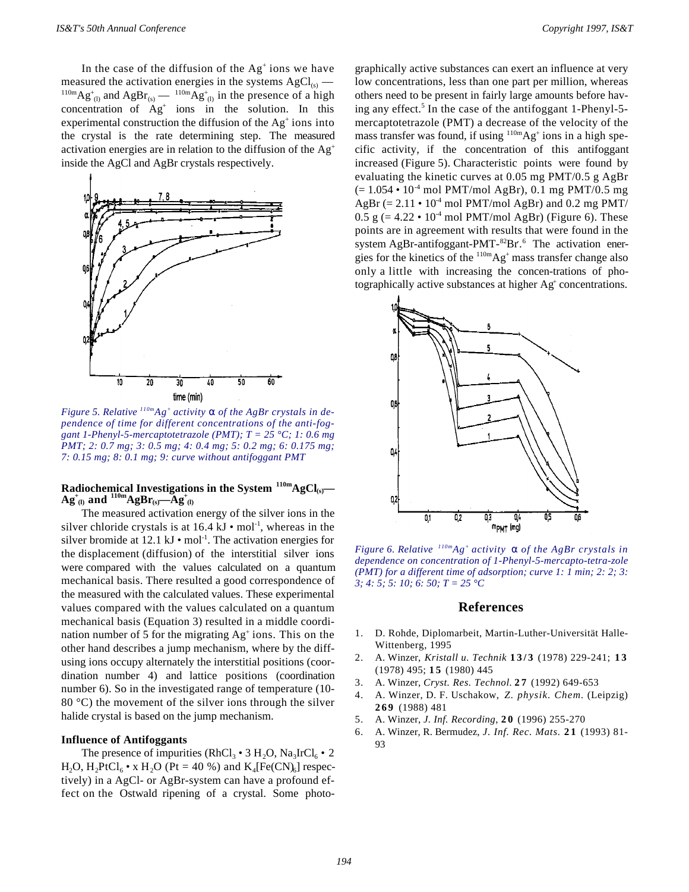In the case of the diffusion of the $Ag^+$ ions we have measured the activation energies in the systems $AgCl_{(s)}$ — $^{110m}Ag^+_{(l)}$ and $AgBr_{(s)}$ — $^{110m}Ag^+_{(l)}$ in the presence of a high concentration of $Ag^+$ ions in the solution. In this experimental construction the diffusion of the $Ag^+$ ions into the crystal is the rate determining step. The measured activation energies are in relation to the diffusion of the $Ag^+$ inside the AgCl and AgBr crystals respectively.

1,0
α
0,8
0,6
0,4
0,2
9
7, 8
4, 5
6
3
2
1
10
20
30
40
50
60
time (min)

*Figure 5. Relative $^{110m}Ag^+$ activity α of the AgBr crystals in dependence of time for different concentrations of the anti-foggant 1-Phenyl-5-mercaptotetrazole (PMT); T = 25 °C; 1: 0.6 mg PMT; 2: 0.7 mg; 3: 0.5 mg; 4: 0.4 mg; 5: 0.2 mg; 6: 0.175 mg; 7: 0.15 mg; 8: 0.1 mg; 9: curve without antifoggant PMT*

### Radiochemical Investigations in the System $^{110m}AgCl_{(s)}$—$Ag^+_{(l)}$ and $^{110m}AgBr_{(s)}$—$Ag^+_{(l)}$

The measured activation energy of the silver ions in the silver chloride crystals is at 16.4 kJ • mol$^{-1}$, whereas in the silver bromide at 12.1 kJ • mol$^{-1}$. The activation energies for the displacement (diffusion) of the interstitial silver ions were compared with the values calculated on a quantum mechanical basis. There resulted a good correspondence of the measured with the calculated values. These experimental values compared with the values calculated on a quantum mechanical basis (Equation 3) resulted in a middle coordination number of 5 for the migrating $Ag^+$ ions. This on the other hand describes a jump mechanism, where by the diffusing ions occupy alternately the interstitial positions (coordination number 4) and lattice positions (coordination number 6). So in the investigated range of temperature (10-80 °C) the movement of the silver ions through the silver halide crystal is based on the jump mechanism.

### Influence of Antifoggants

The presence of impurities ($RhCl_3$ • 3 $H_2O$, $Na_3IrCl_6$ • 2 $H_2O$, $H_2PtCl_6$ • x $H_2O$ (Pt = 40 %) and $K_4[Fe(CN)_6]$ respectively) in a AgCl- or AgBr-system can have a profound effect on the Ostwald ripening of a crystal. Some photographically active substances can exert an influence at very low concentrations, less than one part per million, whereas others need to be present in fairly large amounts before having any effect.[5] In the case of the antifoggant 1-Phenyl-5-mercaptotetrazole (PMT) a decrease of the velocity of the mass transfer was found, if using $^{110m}Ag^+$ ions in a high specific activity, if the concentration of this antifoggant increased (Figure 5). Characteristic points were found by evaluating the kinetic curves at 0.05 mg PMT/0.5 g AgBr (= 1.054 • $10^{-4}$ mol PMT/mol AgBr), 0.1 mg PMT/0.5 mg AgBr (= 2.11 • $10^{-4}$ mol PMT/mol AgBr) and 0.2 mg PMT/0.5 g (= 4.22 • $10^{-4}$ mol PMT/mol AgBr) (Figure 6). These points are in agreement with results that were found in the system AgBr-antifoggant-PMT-$^{82}$Br.[6] The activation energies for the kinetics of the $^{110m}Ag^+$ mass transfer change also only a little with increasing the concen-trations of photographically active substances at higher $Ag^+$ concentrations.

1,0
α
0,8
0,6
0,4
0,2
6
5
4
3
2
1
0,1
0,2
0,3
0,4
0,5
0,6
$m_{PMT}$ (mg)

*Figure 6. Relative $^{110m}Ag^+$ activity α of the AgBr crystals in dependence on concentration of 1-Phenyl-5-mercapto-tetra-zole (PMT) for a different time of adsorption; curve 1: 1 min; 2: 2; 3: 3; 4: 5; 5: 10; 6: 50; T = 25 °C*

## References

1. D. Rohde, Diplomarbeit, Martin-Luther-Universität Halle-Wittenberg, 1995
2. A. Winzer, *Kristall u. Technik* **13/3** (1978) 229-241; **13** (1978) 495; **15** (1980) 445
3. A. Winzer, *Cryst. Res. Technol.* **27** (1992) 649-653
4. A. Winzer, D. F. Uschakow, *Z. physik. Chem.* (Leipzig) **269** (1988) 481
5. A. Winzer, *J. Inf. Recording*, **20** (1996) 255-270
6. A. Winzer, R. Bermudez, *J. Inf. Rec. Mats.* **21** (1993) 81-93